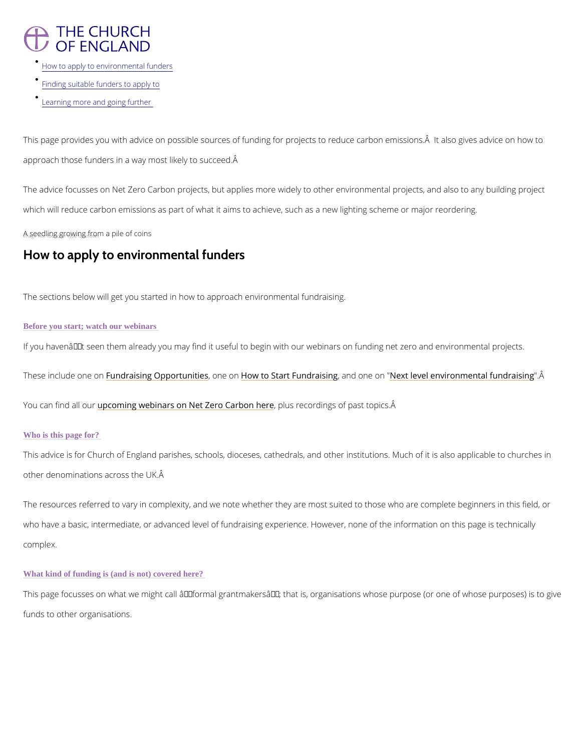# THE CHURCH OF ENGLAND

- How to apply to environmental funders
- Finding suitable funders to apply to
- Learning more and going further

This page provides you with advice on possible sources of funding for projects to reduce carbon emissions.Â  It also gives advice on how to approach those funders in a way most likely to succeed.Â

The advice focusses on Net Zero Carbon projects, but applies more widely to other environmental projects, and also to any building project which will reduce carbon emissions as part of what it aims to achieve, such as a new lighting scheme or major reordering.

A seedling growing from a pile of coins

## How to apply to environmental funders

The sections below will get you started in how to approach environmental fundraising.

### Before you start; watch our webinars

If you havenâ€™t seen them already you may find it useful to begin with our webinars on funding net zero and environmental projects.

These include one on Fundraising Opportunities, one on How to Start Fundraising, and one on "Next level environmental fundraising".Â

You can find all our upcoming webinars on Net Zero Carbon here, plus recordings of past topics.Â

### Who is this page for?

This advice is for Church of England parishes, schools, dioceses, cathedrals, and other institutions. Much of it is also applicable to churches in other denominations across the UK.Â

The resources referred to vary in complexity, and we note whether they are most suited to those who are complete beginners in this field, or who have a basic, intermediate, or advanced level of fundraising experience. However, none of the information on this page is technically complex.

### What kind of funding is (and is not) covered here?

This page focusses on what we might call â€˜formal grantmakersâ€™; that is, organisations whose purpose (or one of whose purposes) is to give funds to other organisations.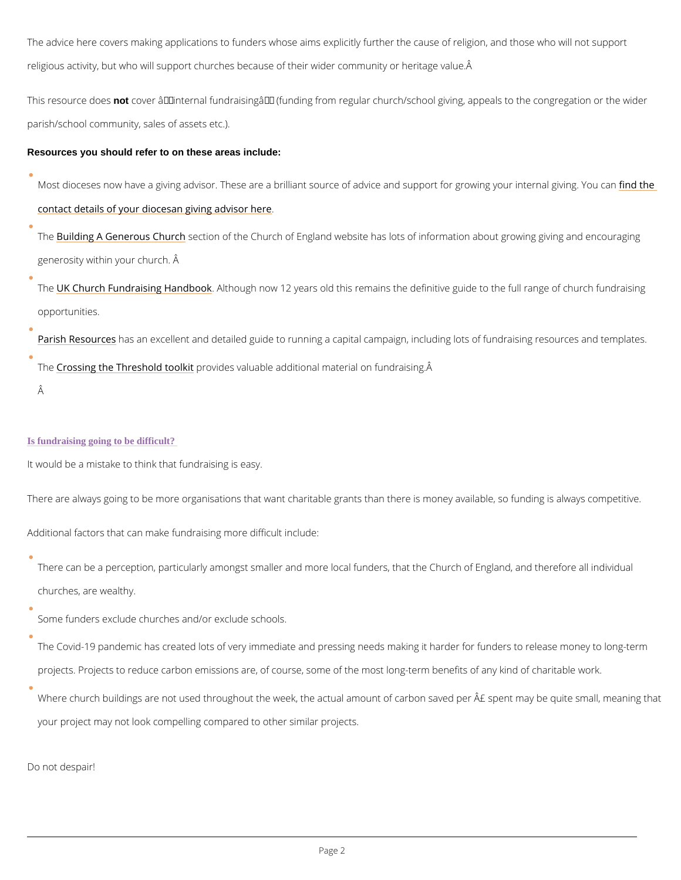The advice here covers making applications to funders whose aims explicitly further the cause of religion, and those who will not support religious activity, but who will support churches because of their wider community or heritage value.Â

This resource does **not** cover â€internal fundraisingâ€ (funding from regular church/school giving, appeals to the congregation or the wider parish/school community, sales of assets etc.).

**Resources you should refer to on these areas include:**

- Most dioceses now have a giving advisor. These are a brilliant source of advice and support for growing your internal giving. You can find the contact details of your diocesan giving advisor here.
- The Building A Generous Church section of the Church of England website has lots of information about growing giving and encouraging generosity within your church. Â
- The UK Church Fundraising Handbook. Although now 12 years old this remains the definitive guide to the full range of church fundraising opportunities.
- Parish Resources has an excellent and detailed guide to running a capital campaign, including lots of fundraising resources and templates.
- The Crossing the Threshold toolkit provides valuable additional material on fundraising.Â

  Â

## Is fundraising going to be difficult?

It would be a mistake to think that fundraising is easy.

There are always going to be more organisations that want charitable grants than there is money available, so funding is always competitive.

Additional factors that can make fundraising more difficult include:

- There can be a perception, particularly amongst smaller and more local funders, that the Church of England, and therefore all individual churches, are wealthy.
- Some funders exclude churches and/or exclude schools.
- The Covid-19 pandemic has created lots of very immediate and pressing needs making it harder for funders to release money to long-term projects. Projects to reduce carbon emissions are, of course, some of the most long-term benefits of any kind of charitable work.
- Where church buildings are not used throughout the week, the actual amount of carbon saved per Â£ spent may be quite small, meaning that your project may not look compelling compared to other similar projects.

Do not despair!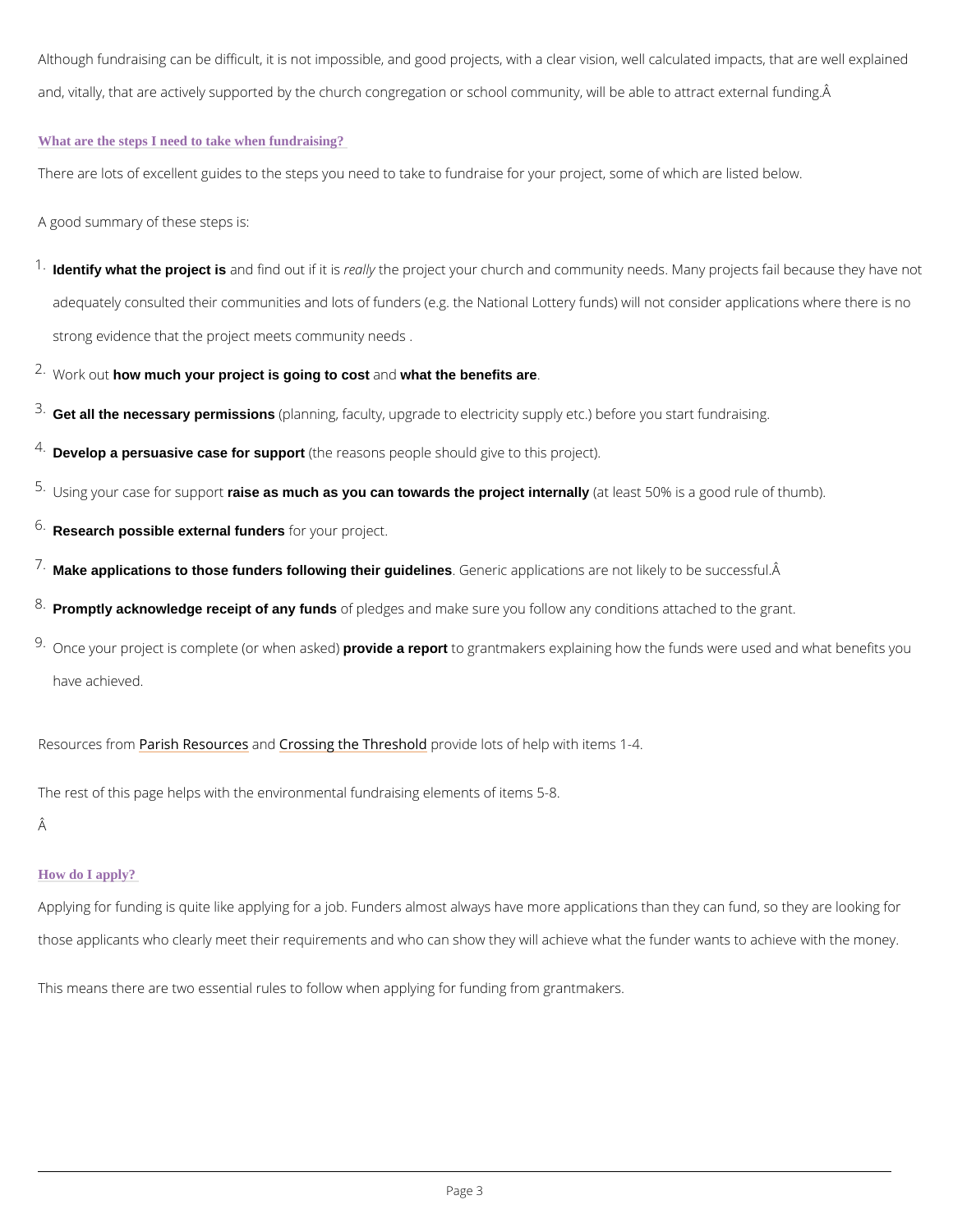Although fundraising can be difficult, it is not impossible, and good projects, with a clear vision, well calculated impacts, that are well explained and, vitally, that are actively supported by the church congregation or school community, will be able to attract external funding.Â

### What are the steps I need to take when fundraising?

There are lots of excellent guides to the steps you need to take to fundraise for your project, some of which are listed below.

A good summary of these steps is:

1. **Identify what the project is** and find out if it is *really* the project your church and community needs. Many projects fail because they have not adequately consulted their communities and lots of funders (e.g. the National Lottery funds) will not consider applications where there is no strong evidence that the project meets community needs .
2. Work out **how much your project is going to cost** and **what the benefits are**.
3. **Get all the necessary permissions** (planning, faculty, upgrade to electricity supply etc.) before you start fundraising.
4. **Develop a persuasive case for support** (the reasons people should give to this project).
5. Using your case for support **raise as much as you can towards the project internally** (at least 50% is a good rule of thumb).
6. **Research possible external funders** for your project.
7. **Make applications to those funders following their guidelines**. Generic applications are not likely to be successful.Â
8. **Promptly acknowledge receipt of any funds** of pledges and make sure you follow any conditions attached to the grant.
9. Once your project is complete (or when asked) **provide a report** to grantmakers explaining how the funds were used and what benefits you have achieved.

Resources from Parish Resources and Crossing the Threshold provide lots of help with items 1-4.

The rest of this page helps with the environmental fundraising elements of items 5-8.

Â

### How do I apply?

Applying for funding is quite like applying for a job. Funders almost always have more applications than they can fund, so they are looking for those applicants who clearly meet their requirements and who can show they will achieve what the funder wants to achieve with the money.

This means there are two essential rules to follow when applying for funding from grantmakers.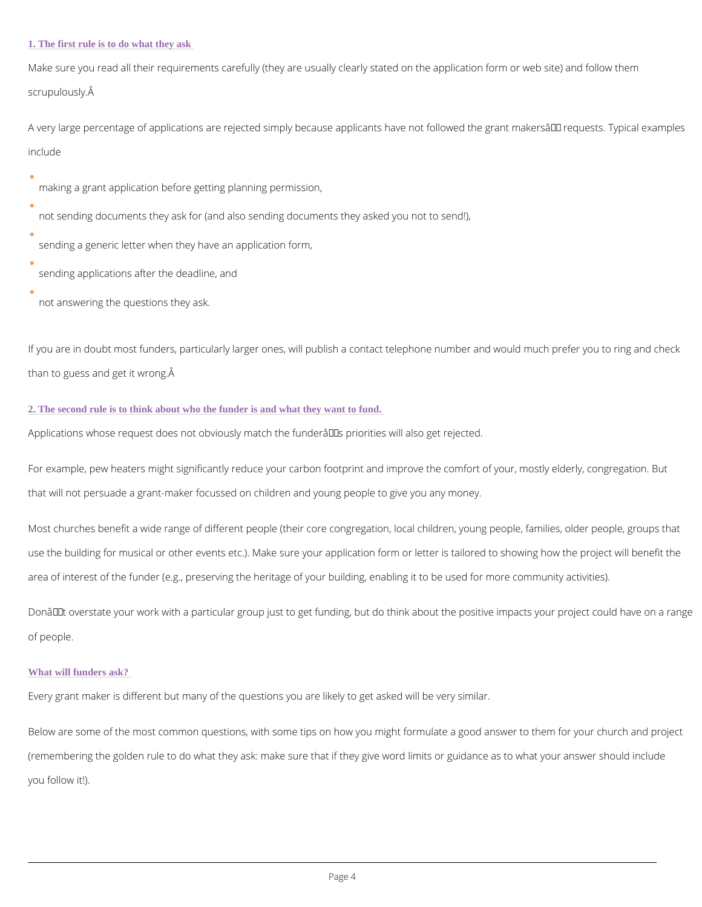### 1. The first rule is to do what they ask

Make sure you read all their requirements carefully (they are usually clearly stated on the application form or web site) and follow them scrupulously.Â

A very large percentage of applications are rejected simply because applicants have not followed the grant makersâ requests. Typical examples include

- making a grant application before getting planning permission,
- not sending documents they ask for (and also sending documents they asked you not to send!),
- sending a generic letter when they have an application form,
- sending applications after the deadline, and
- not answering the questions they ask.

If you are in doubt most funders, particularly larger ones, will publish a contact telephone number and would much prefer you to ring and check than to guess and get it wrong.Â

### 2. The second rule is to think about who the funder is and what they want to fund.

Applications whose request does not obviously match the funderâs priorities will also get rejected.

For example, pew heaters might significantly reduce your carbon footprint and improve the comfort of your, mostly elderly, congregation. But that will not persuade a grant-maker focussed on children and young people to give you any money.

Most churches benefit a wide range of different people (their core congregation, local children, young people, families, older people, groups that use the building for musical or other events etc.). Make sure your application form or letter is tailored to showing how the project will benefit the area of interest of the funder (e.g., preserving the heritage of your building, enabling it to be used for more community activities).

Donât overstate your work with a particular group just to get funding, but do think about the positive impacts your project could have on a range of people.

### What will funders ask?

Every grant maker is different but many of the questions you are likely to get asked will be very similar.

Below are some of the most common questions, with some tips on how you might formulate a good answer to them for your church and project (remembering the golden rule to do what they ask: make sure that if they give word limits or guidance as to what your answer should include you follow it!).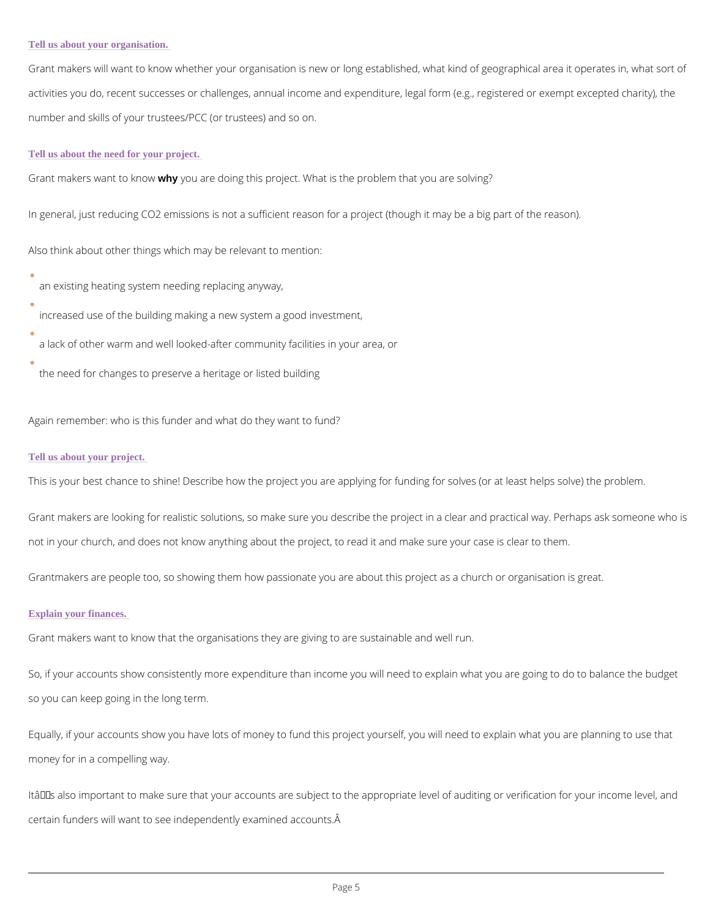### Tell us about your organisation.

Grant makers will want to know whether your organisation is new or long established, what kind of geographical area it operates in, what sort of activities you do, recent successes or challenges, annual income and expenditure, legal form (e.g., registered or exempt excepted charity), the number and skills of your trustees/PCC (or trustees) and so on.

### Tell us about the need for your project.

Grant makers want to know **why** you are doing this project. What is the problem that you are solving?

In general, just reducing $CO_2$ emissions is not a sufficient reason for a project (though it may be a big part of the reason).

Also think about other things which may be relevant to mention:

- an existing heating system needing replacing anyway,
- increased use of the building making a new system a good investment,
- a lack of other warm and well looked-after community facilities in your area, or
- the need for changes to preserve a heritage or listed building

Again remember: who is this funder and what do they want to fund?

### Tell us about your project.

This is your best chance to shine! Describe how the project you are applying for funding for solves (or at least helps solve) the problem.

Grant makers are looking for realistic solutions, so make sure you describe the project in a clear and practical way. Perhaps ask someone who is not in your church, and does not know anything about the project, to read it and make sure your case is clear to them.

Grantmakers are people too, so showing them how passionate you are about this project as a church or organisation is great.

### Explain your finances.

Grant makers want to know that the organisations they are giving to are sustainable and well run.

So, if your accounts show consistently more expenditure than income you will need to explain what you are going to do to balance the budget so you can keep going in the long term.

Equally, if your accounts show you have lots of money to fund this project yourself, you will need to explain what you are planning to use that money for in a compelling way.

Itâs also important to make sure that your accounts are subject to the appropriate level of auditing or verification for your income level, and certain funders will want to see independently examined accounts.Â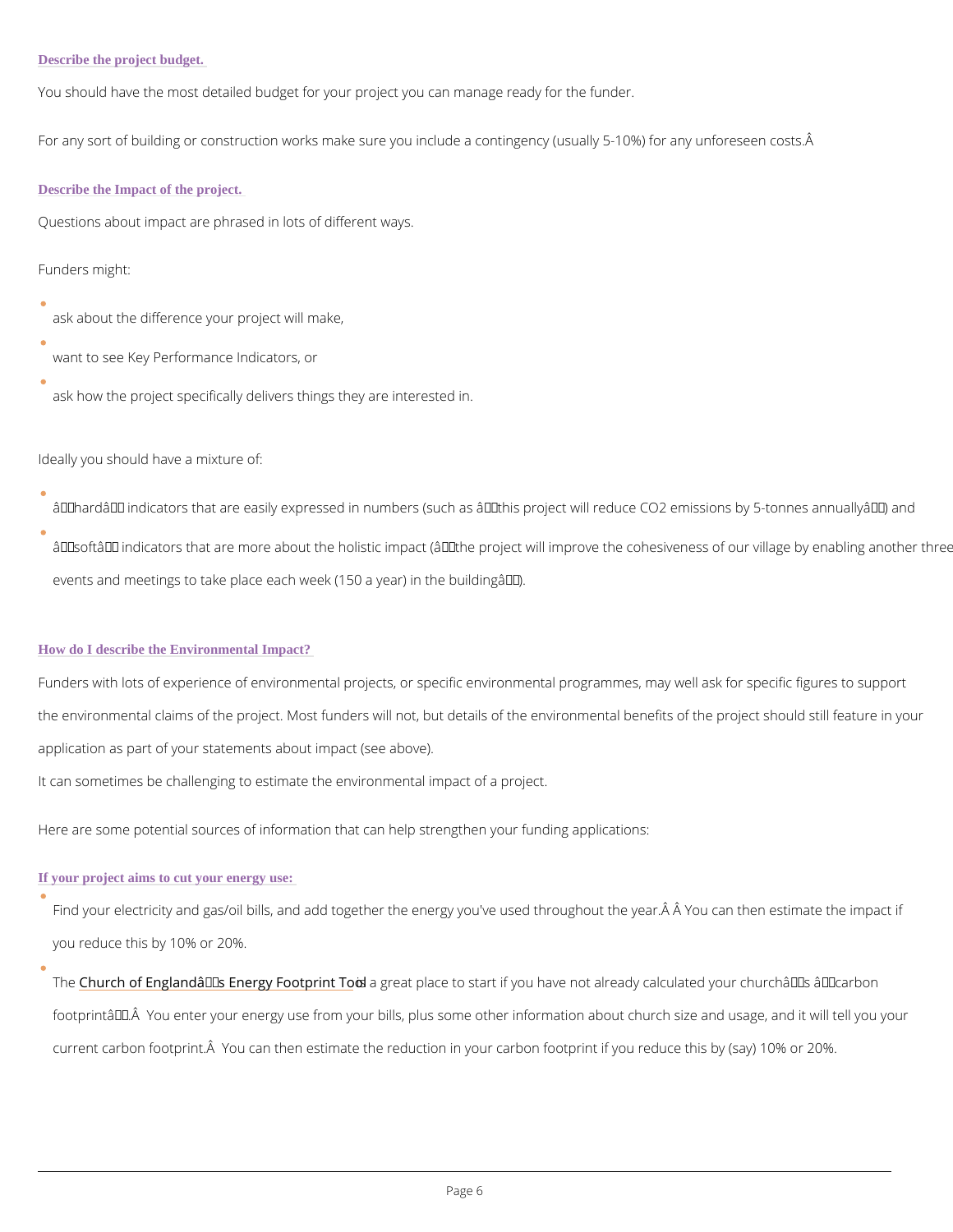### Describe the project budget.

You should have the most detailed budget for your project you can manage ready for the funder.

For any sort of building or construction works make sure you include a contingency (usually 5-10%) for any unforeseen costs.

### Describe the Impact of the project.

Questions about impact are phrased in lots of different ways.

Funders might:

- ask about the difference your project will make,
- want to see Key Performance Indicators, or
- ask how the project specifically delivers things they are interested in.

Ideally you should have a mixture of:

- "hard" indicators that are easily expressed in numbers (such as "this project will reduce $CO_2$ emissions by 5-tonnes annually") and
- "soft" indicators that are more about the holistic impact ("the project will improve the cohesiveness of our village by enabling another three events and meetings to take place each week (150 a year) in the building").

### How do I describe the Environmental Impact?

Funders with lots of experience of environmental projects, or specific environmental programmes, may well ask for specific figures to support the environmental claims of the project. Most funders will not, but details of the environmental benefits of the project should still feature in your application as part of your statements about impact (see above).

It can sometimes be challenging to estimate the environmental impact of a project.

Here are some potential sources of information that can help strengthen your funding applications:

### If your project aims to cut your energy use:

- Find your electricity and gas/oil bills, and add together the energy you've used throughout the year. You can then estimate the impact if you reduce this by 10% or 20%.
- The Church of England's Energy Footprint Tool is a great place to start if you have not already calculated your church's "carbon footprint". You enter your energy use from your bills, plus some other information about church size and usage, and it will tell you your current carbon footprint. You can then estimate the reduction in your carbon footprint if you reduce this by (say) 10% or 20%.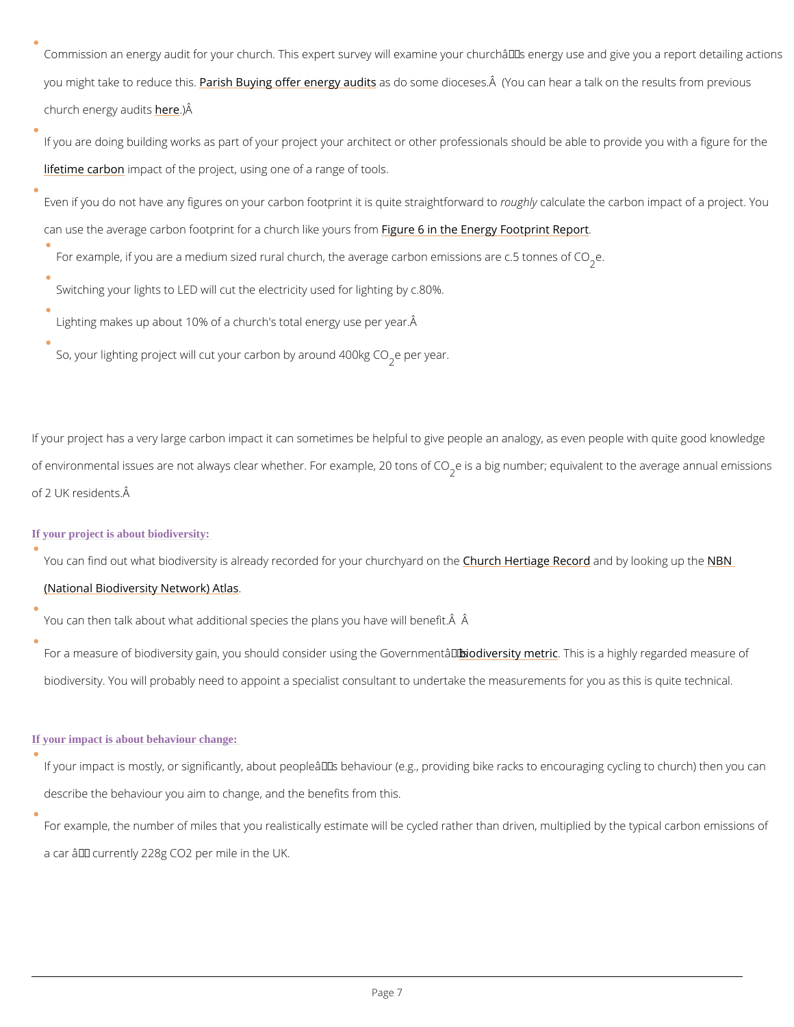- Commission an energy audit for your church. This expert survey will examine your churchâs energy use and give you a report detailing actions you might take to reduce this. Parish Buying offer energy audits as do some dioceses.Â  (You can hear a talk on the results from previous church energy audits here.)Â 
- If you are doing building works as part of your project your architect or other professionals should be able to provide you with a figure for the lifetime carbon impact of the project, using one of a range of tools.
- Even if you do not have any figures on your carbon footprint it is quite straightforward to *roughly* calculate the carbon impact of a project. You can use the average carbon footprint for a church like yours from Figure 6 in the Energy Footprint Report.
  - For example, if you are a medium sized rural church, the average carbon emissions are c.5 tonnes of $CO_2$e.
  - Switching your lights to LED will cut the electricity used for lighting by c.80%.
  - Lighting makes up about 10% of a church's total energy use per year.Â 
  - So, your lighting project will cut your carbon by around 400kg $CO_2$e per year.

If your project has a very large carbon impact it can sometimes be helpful to give people an analogy, as even people with quite good knowledge of environmental issues are not always clear whether. For example, 20 tons of $CO_2$e is a big number; equivalent to the average annual emissions of 2 UK residents.Â 

**If your project is about biodiversity:**

- You can find out what biodiversity is already recorded for your churchyard on the Church Hertiage Record and by looking up the NBN (National Biodiversity Network) Atlas.
- You can then talk about what additional species the plans you have will benefit.Â  Â 
- For a measure of biodiversity gain, you should consider using the Governmentâs biodiversity metric. This is a highly regarded measure of biodiversity. You will probably need to appoint a specialist consultant to undertake the measurements for you as this is quite technical.

**If your impact is about behaviour change:**

- If your impact is mostly, or significantly, about peopleâs behaviour (e.g., providing bike racks to encouraging cycling to church) then you can describe the behaviour you aim to change, and the benefits from this.
- For example, the number of miles that you realistically estimate will be cycled rather than driven, multiplied by the typical carbon emissions of a car â currently 228g $CO_2$ per mile in the UK.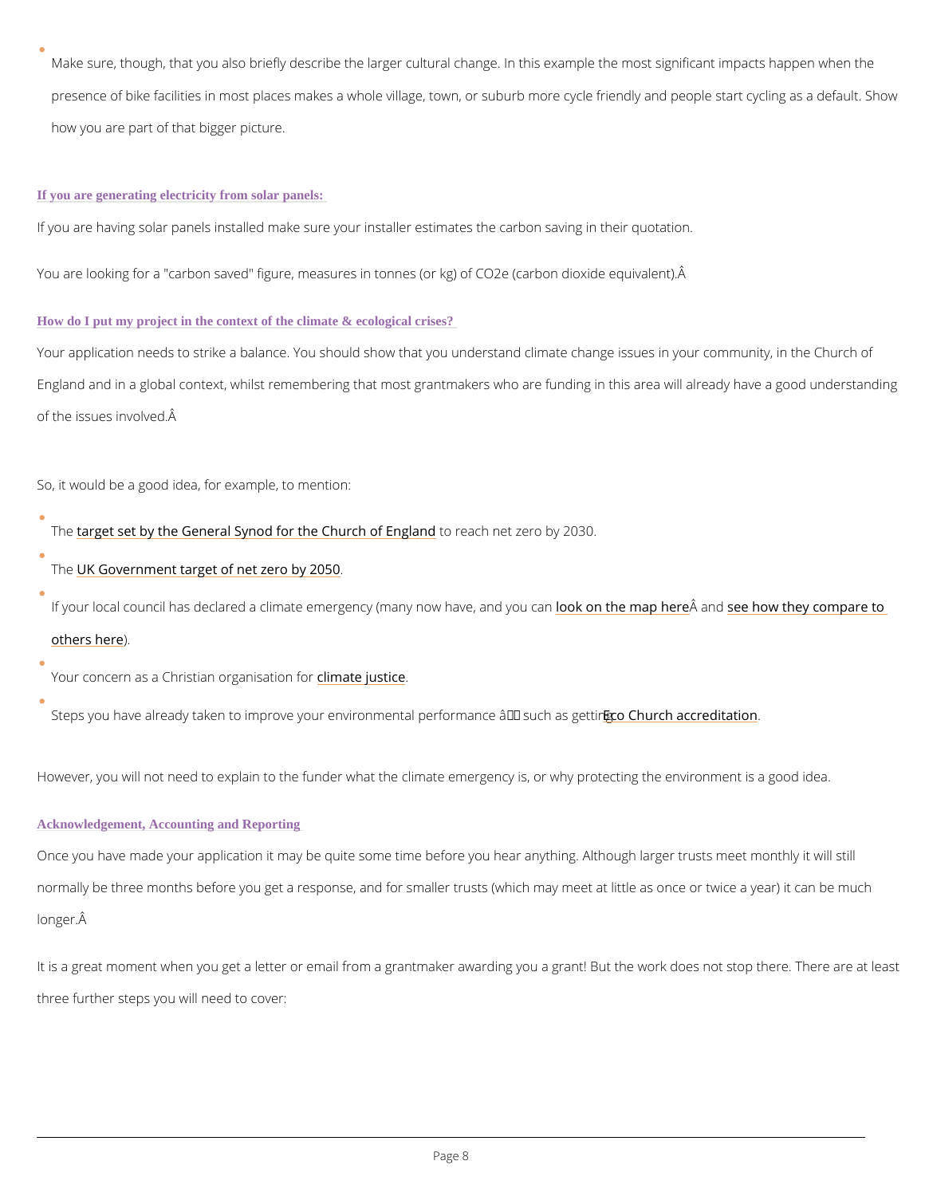- Make sure, though, that you also briefly describe the larger cultural change. In this example the most significant impacts happen when the presence of bike facilities in most places makes a whole village, town, or suburb more cycle friendly and people start cycling as a default. Show how you are part of that bigger picture.

### If you are generating electricity from solar panels:

If you are having solar panels installed make sure your installer estimates the carbon saving in their quotation.

You are looking for a "carbon saved" figure, measures in tonnes (or kg) of CO2e (carbon dioxide equivalent).Â

### How do I put my project in the context of the climate & ecological crises?

Your application needs to strike a balance. You should show that you understand climate change issues in your community, in the Church of England and in a global context, whilst remembering that most grantmakers who are funding in this area will already have a good understanding of the issues involved.Â

So, it would be a good idea, for example, to mention:

- The target set by the General Synod for the Church of England to reach net zero by 2030.
- The UK Government target of net zero by 2050.
- If your local council has declared a climate emergency (many now have, and you can look on the map hereÂ and see how they compare to others here).
- Your concern as a Christian organisation for climate justice.
- Steps you have already taken to improve your environmental performance â such as getting Eco Church accreditation.

However, you will not need to explain to the funder what the climate emergency is, or why protecting the environment is a good idea.

### Acknowledgement, Accounting and Reporting

Once you have made your application it may be quite some time before you hear anything. Although larger trusts meet monthly it will still normally be three months before you get a response, and for smaller trusts (which may meet at little as once or twice a year) it can be much longer.Â

It is a great moment when you get a letter or email from a grantmaker awarding you a grant! But the work does not stop there. There are at least three further steps you will need to cover: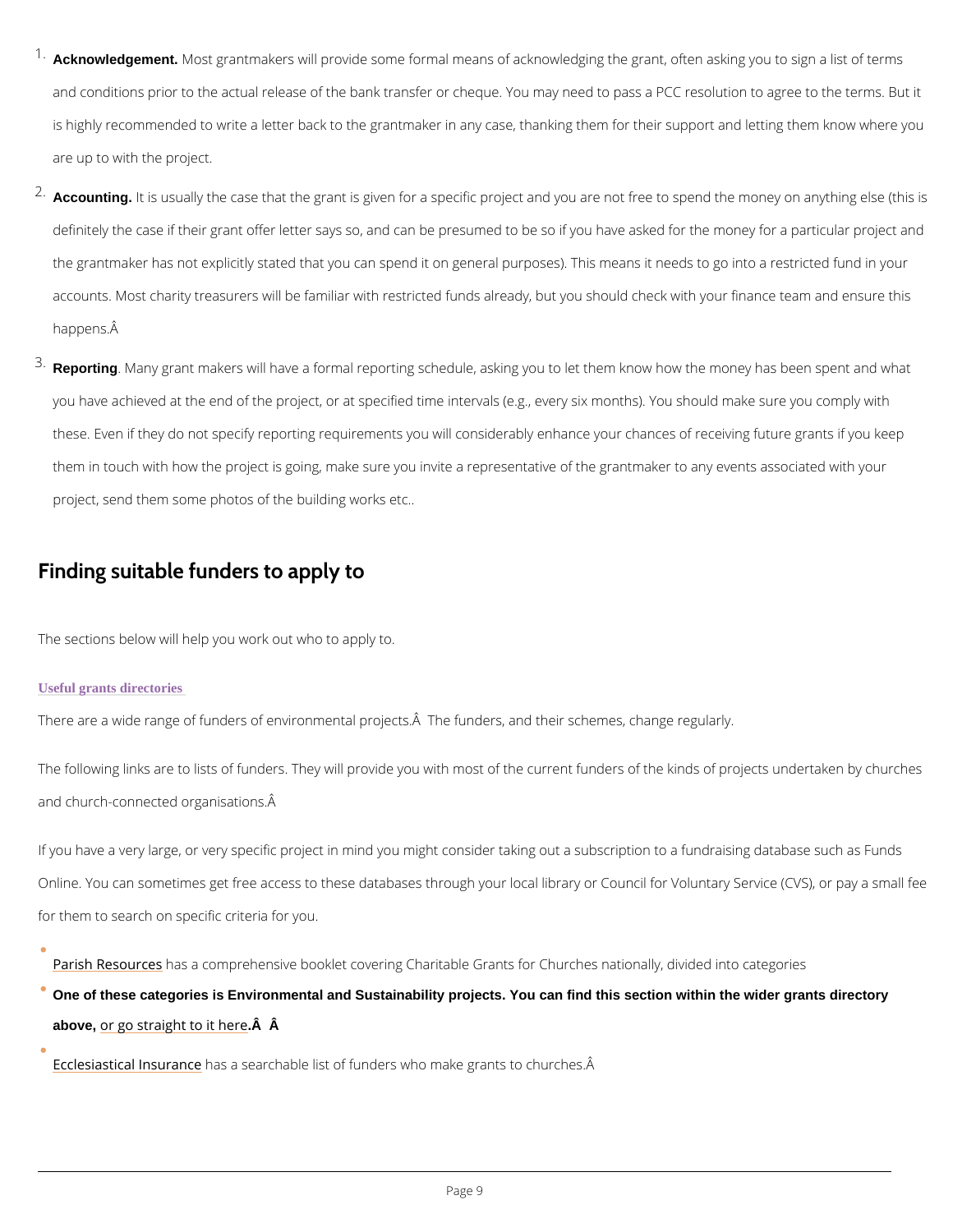1. **Acknowledgement.** Most grantmakers will provide some formal means of acknowledging the grant, often asking you to sign a list of terms and conditions prior to the actual release of the bank transfer or cheque. You may need to pass a PCC resolution to agree to the terms. But it is highly recommended to write a letter back to the grantmaker in any case, thanking them for their support and letting them know where you are up to with the project.
2. **Accounting.** It is usually the case that the grant is given for a specific project and you are not free to spend the money on anything else (this is definitely the case if their grant offer letter says so, and can be presumed to be so if you have asked for the money for a particular project and the grantmaker has not explicitly stated that you can spend it on general purposes). This means it needs to go into a restricted fund in your accounts. Most charity treasurers will be familiar with restricted funds already, but you should check with your finance team and ensure this happens.Â
3. **Reporting**. Many grant makers will have a formal reporting schedule, asking you to let them know how the money has been spent and what you have achieved at the end of the project, or at specified time intervals (e.g., every six months). You should make sure you comply with these. Even if they do not specify reporting requirements you will considerably enhance your chances of receiving future grants if you keep them in touch with how the project is going, make sure you invite a representative of the grantmaker to any events associated with your project, send them some photos of the building works etc..

## Finding suitable funders to apply to

The sections below will help you work out who to apply to.

### Useful grants directories

There are a wide range of funders of environmental projects.Â  The funders, and their schemes, change regularly.

The following links are to lists of funders. They will provide you with most of the current funders of the kinds of projects undertaken by churches and church-connected organisations.Â

If you have a very large, or very specific project in mind you might consider taking out a subscription to a fundraising database such as Funds Online. You can sometimes get free access to these databases through your local library or Council for Voluntary Service (CVS), or pay a small fee for them to search on specific criteria for you.

- Parish Resources has a comprehensive booklet covering Charitable Grants for Churches nationally, divided into categories
- **One of these categories is Environmental and Sustainability projects. You can find this section within the wider grants directory above,** or go straight to it here**.Â Â**
- Ecclesiastical Insurance has a searchable list of funders who make grants to churches.Â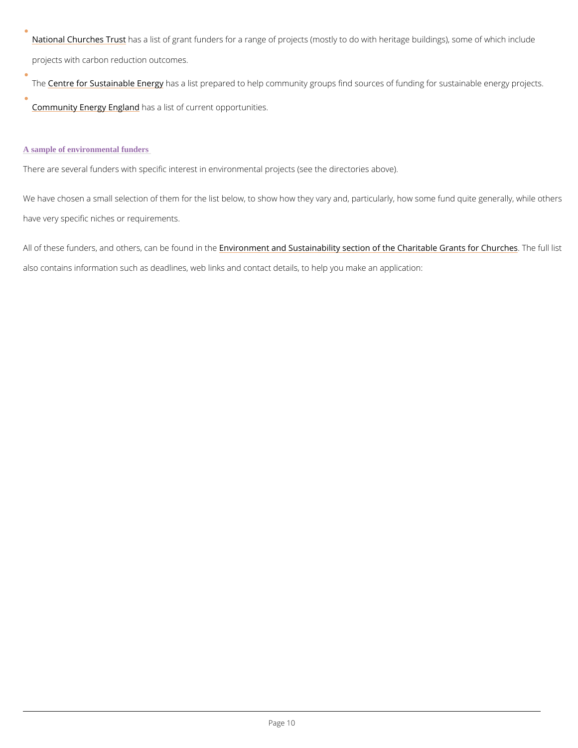- National Churches Trust has a list of grant funders for a range of projects (mostly to do with heritage buildings), some of which include projects with carbon reduction outcomes.
- The Centre for Sustainable Energy has a list prepared to help community groups find sources of funding for sustainable energy projects.
- Community Energy England has a list of current opportunities.

### A sample of environmental funders

There are several funders with specific interest in environmental projects (see the directories above).

We have chosen a small selection of them for the list below, to show how they vary and, particularly, how some fund quite generally, while others have very specific niches or requirements.

All of these funders, and others, can be found in the Environment and Sustainability section of the Charitable Grants for Churches. The full list also contains information such as deadlines, web links and contact details, to help you make an application: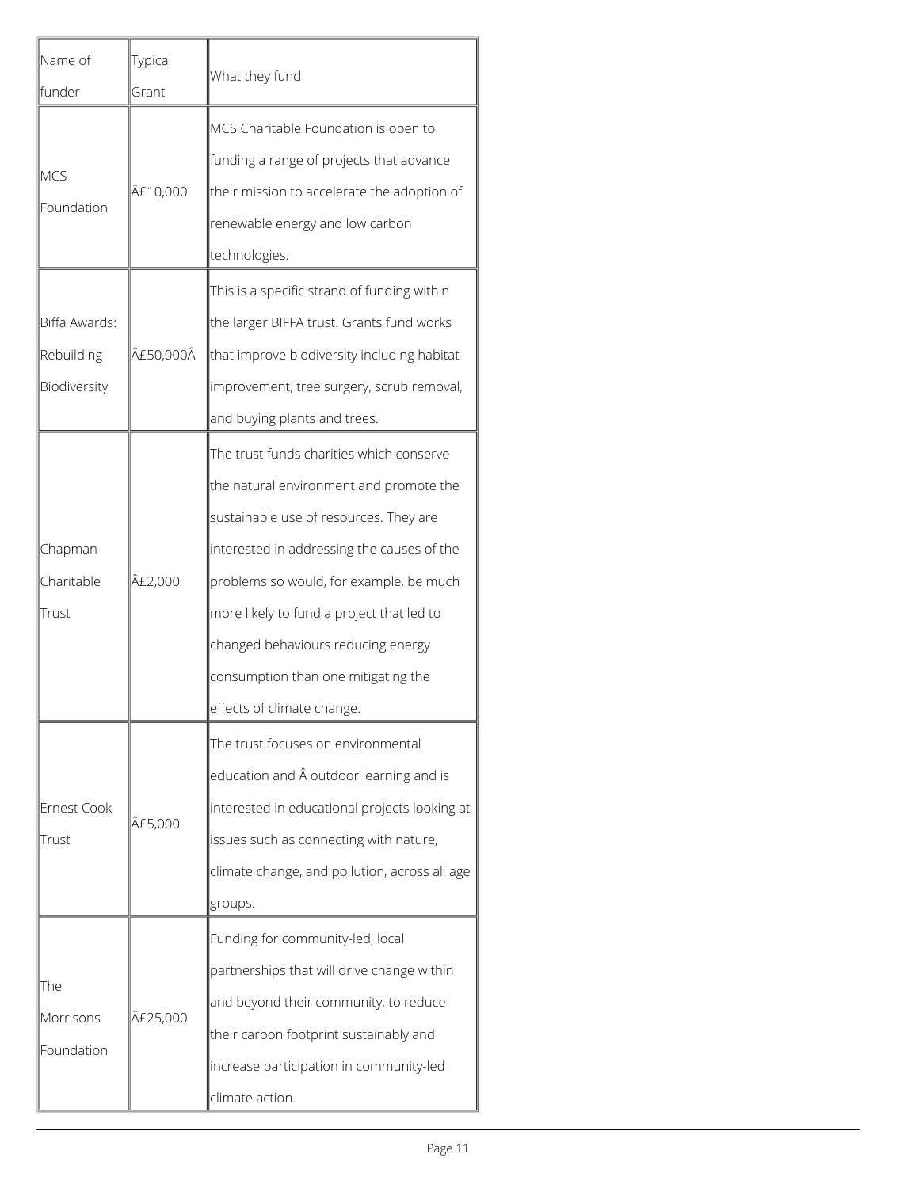| Name of funder | Typical Grant | What they fund |
| --- | --- | --- |
| MCS Foundation | Â£10,000 | MCS Charitable Foundation is open to funding a range of projects that advance their mission to accelerate the adoption of renewable energy and low carbon technologies. |
| Biffa Awards: Rebuilding Biodiversity | Â£50,000Â | This is a specific strand of funding within the larger BIFFA trust. Grants fund works that improve biodiversity including habitat improvement, tree surgery, scrub removal, and buying plants and trees. |
| Chapman Charitable Trust | Â£2,000 | The trust funds charities which conserve the natural environment and promote the sustainable use of resources. They are interested in addressing the causes of the problems so would, for example, be much more likely to fund a project that led to changed behaviours reducing energy consumption than one mitigating the effects of climate change. |
| Ernest Cook Trust | Â£5,000 | The trust focuses on environmental education and Â outdoor learning and is interested in educational projects looking at issues such as connecting with nature, climate change, and pollution, across all age groups. |
| The Morrisons Foundation | Â£25,000 | Funding for community-led, local partnerships that will drive change within and beyond their community, to reduce their carbon footprint sustainably and increase participation in community-led climate action. |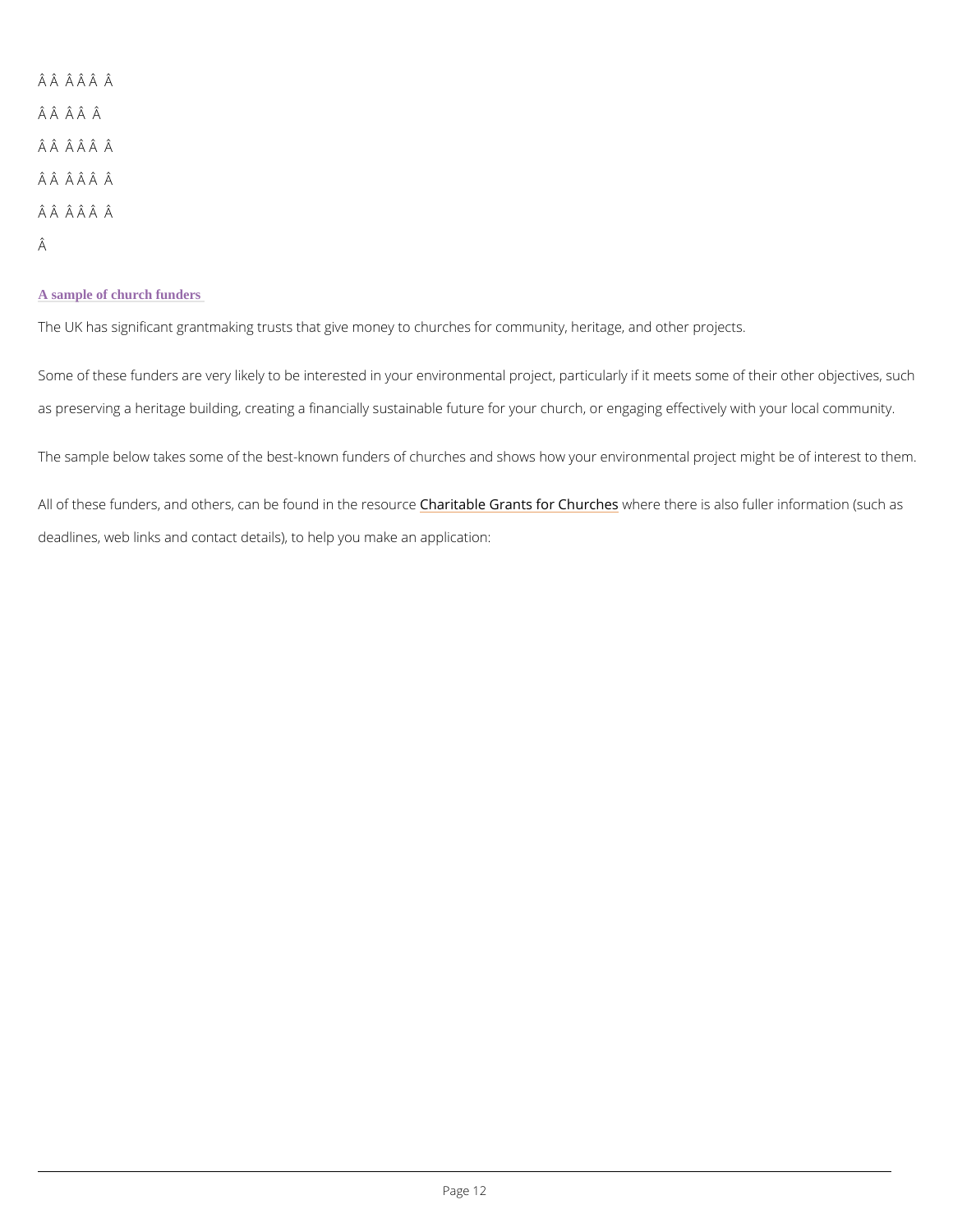Â Â  Â Â Â  Â

Â Â  Â Â  Â

Â Â  Â Â Â  Â

Â Â  Â Â Â  Â

Â Â  Â Â Â  Â

Â

## A sample of church funders

The UK has significant grantmaking trusts that give money to churches for community, heritage, and other projects.

Some of these funders are very likely to be interested in your environmental project, particularly if it meets some of their other objectives, such as preserving a heritage building, creating a financially sustainable future for your church, or engaging effectively with your local community.

The sample below takes some of the best-known funders of churches and shows how your environmental project might be of interest to them.

All of these funders, and others, can be found in the resource Charitable Grants for Churches where there is also fuller information (such as deadlines, web links and contact details), to help you make an application: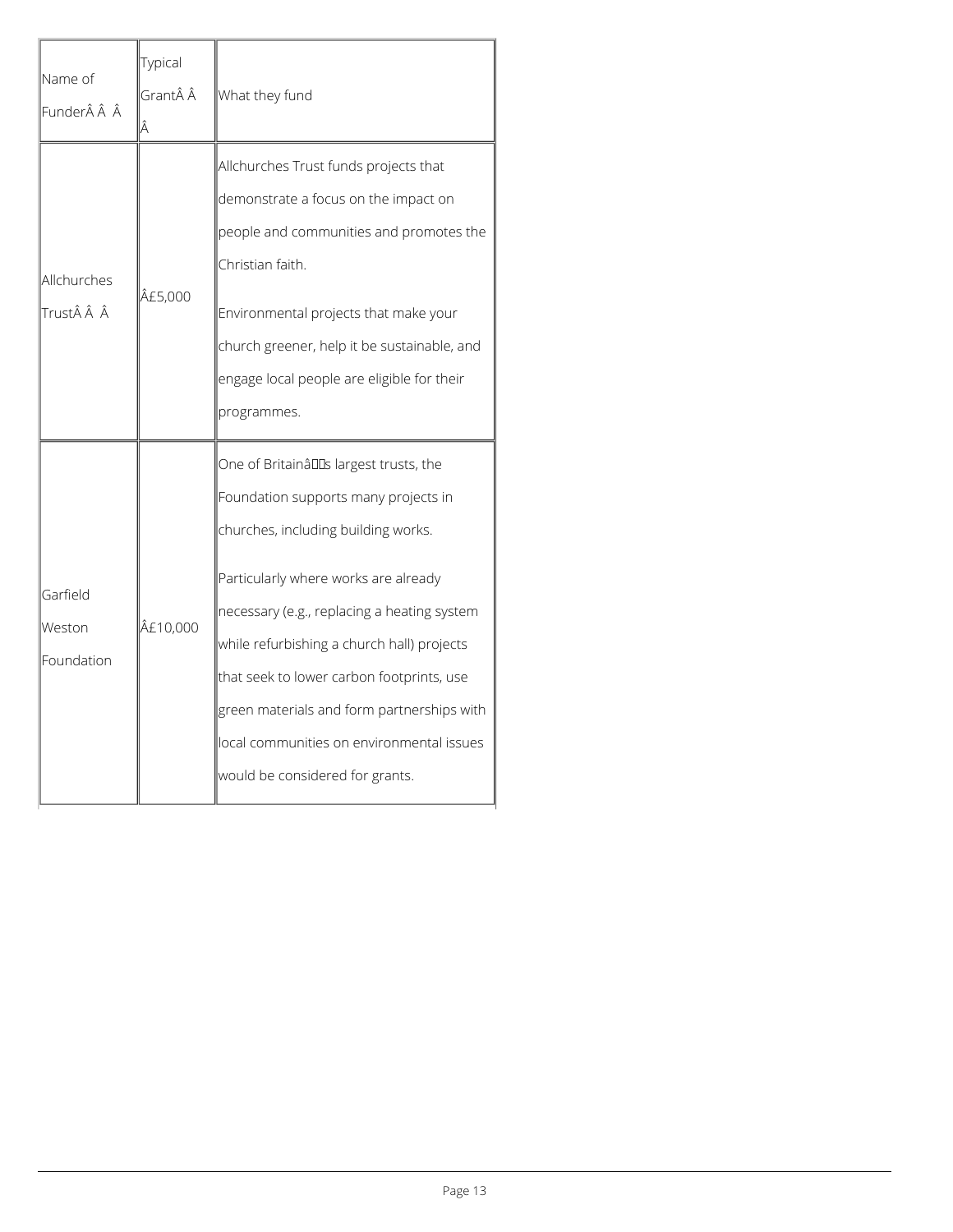| Name of FunderÂ Â Â | Typical GrantÂ Â Â | What they fund |
|---|---|---|
| Allchurches TrustÂ Â Â | Â£5,000 | Allchurches Trust funds projects that demonstrate a focus on the impact on people and communities and promotes the Christian faith.<br><br>Environmental projects that make your church greener, help it be sustainable, and engage local people are eligible for their programmes. |
| Garfield Weston Foundation | Â£10,000 | One of Britainâs largest trusts, the Foundation supports many projects in churches, including building works.<br><br>Particularly where works are already necessary (e.g., replacing a heating system while refurbishing a church hall) projects that seek to lower carbon footprints, use green materials and form partnerships with local communities on environmental issues would be considered for grants. |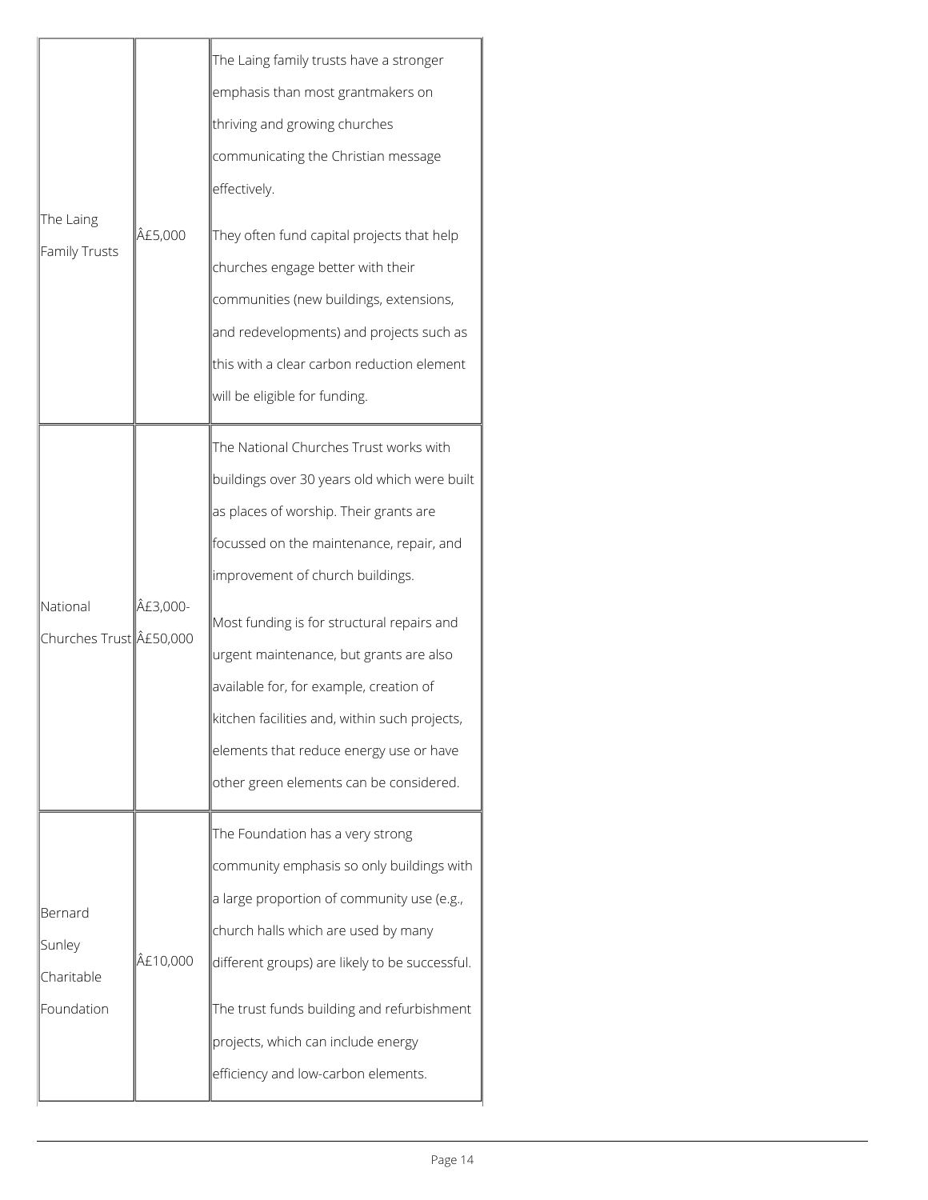| | | |
|---|---|---|
| The Laing Family Trusts | Â£5,000 | The Laing family trusts have a stronger emphasis than most grantmakers on thriving and growing churches communicating the Christian message effectively.<br><br>They often fund capital projects that help churches engage better with their communities (new buildings, extensions, and redevelopments) and projects such as this with a clear carbon reduction element will be eligible for funding. |
| National Churches Trust | Â£3,000-Â£50,000 | The National Churches Trust works with buildings over 30 years old which were built as places of worship. Their grants are focussed on the maintenance, repair, and improvement of church buildings.<br><br>Most funding is for structural repairs and urgent maintenance, but grants are also available for, for example, creation of kitchen facilities and, within such projects, elements that reduce energy use or have other green elements can be considered. |
| Bernard Sunley Charitable Foundation | Â£10,000 | The Foundation has a very strong community emphasis so only buildings with a large proportion of community use (e.g., church halls which are used by many different groups) are likely to be successful.<br><br>The trust funds building and refurbishment projects, which can include energy efficiency and low-carbon elements. |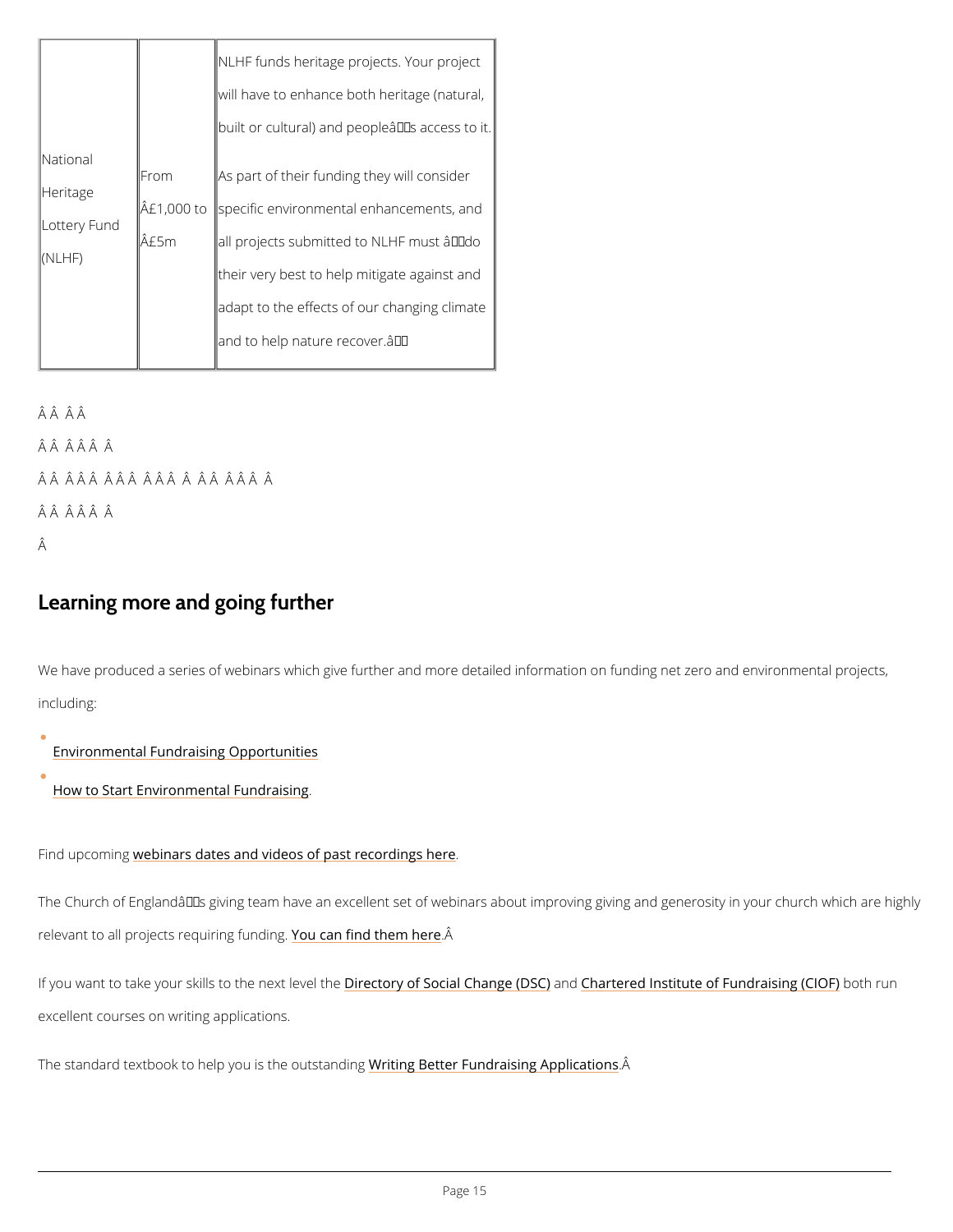| National Heritage Lottery Fund (NLHF) | From Â£1,000 to Â£5m | NLHF funds heritage projects. Your project will have to enhance both heritage (natural, built or cultural) and peopleâs access to it. As part of their funding they will consider specific environmental enhancements, and all projects submitted to NLHF must âdo their very best to help mitigate against and adapt to the effects of our changing climate and to help nature recover.â |
|---|---|---|

Â Â Â Â

Â Â Â Â Â Â

Â Â Â Â Â Â Â Â Â Â Â Â Â Â Â Â Â Â

Â Â Â Â Â Â

Â

## Learning more and going further

We have produced a series of webinars which give further and more detailed information on funding net zero and environmental projects, including:

- Environmental Fundraising Opportunities
- How to Start Environmental Fundraising.

Find upcoming webinars dates and videos of past recordings here.

The Church of Englandâs giving team have an excellent set of webinars about improving giving and generosity in your church which are highly relevant to all projects requiring funding. You can find them here.Â

If you want to take your skills to the next level the Directory of Social Change (DSC) and Chartered Institute of Fundraising (CIOF) both run excellent courses on writing applications.

The standard textbook to help you is the outstanding Writing Better Fundraising Applications.Â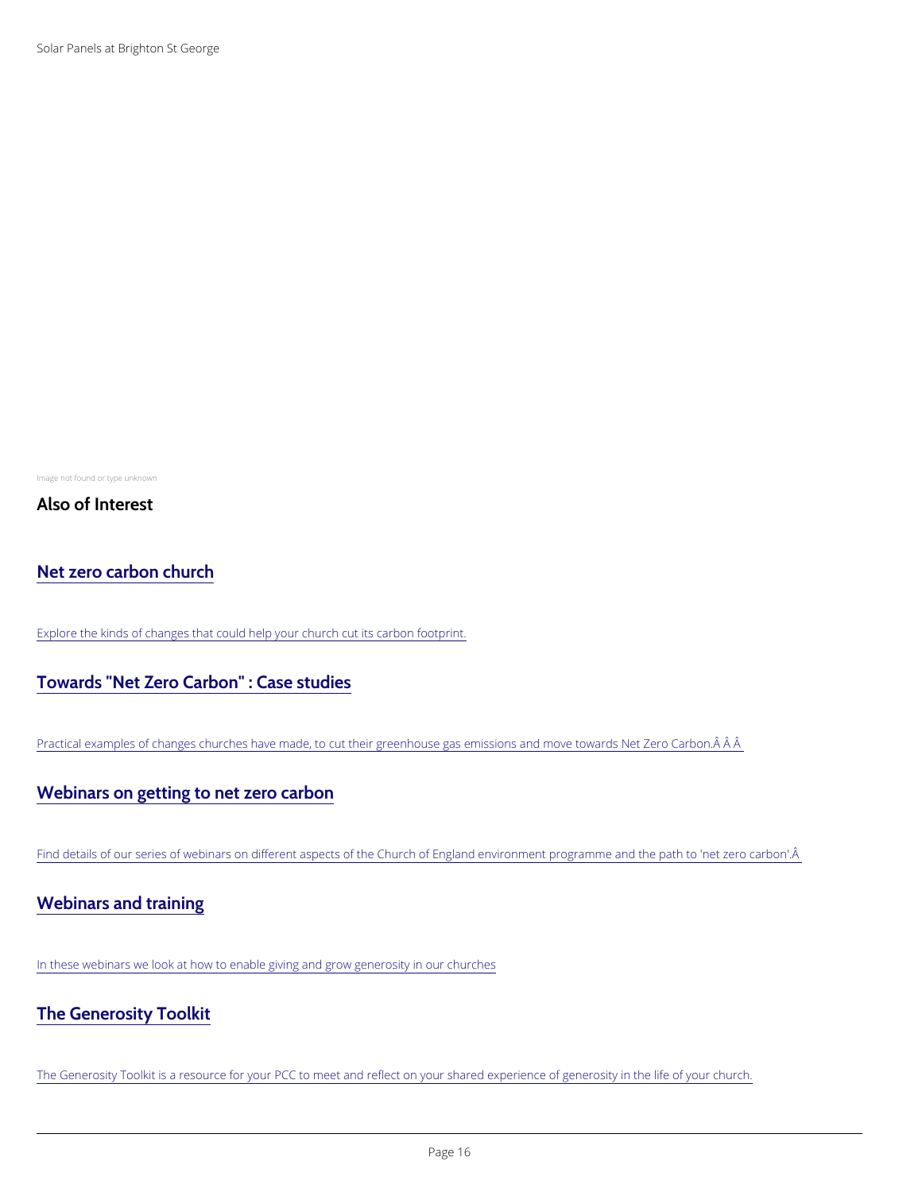Solar Panels at Brighton St George

Image not found or type unknown

## Also of Interest

### Net zero carbon church

Explore the kinds of changes that could help your church cut its carbon footprint.

### Towards "Net Zero Carbon" : Case studies

Practical examples of changes churches have made, to cut their greenhouse gas emissions and move towards Net Zero Carbon.Â Â Â

### Webinars on getting to net zero carbon

Find details of our series of webinars on different aspects of the Church of England environment programme and the path to 'net zero carbon'.Â

### Webinars and training

In these webinars we look at how to enable giving and grow generosity in our churches

### The Generosity Toolkit

The Generosity Toolkit is a resource for your PCC to meet and reflect on your shared experience of generosity in the life of your church.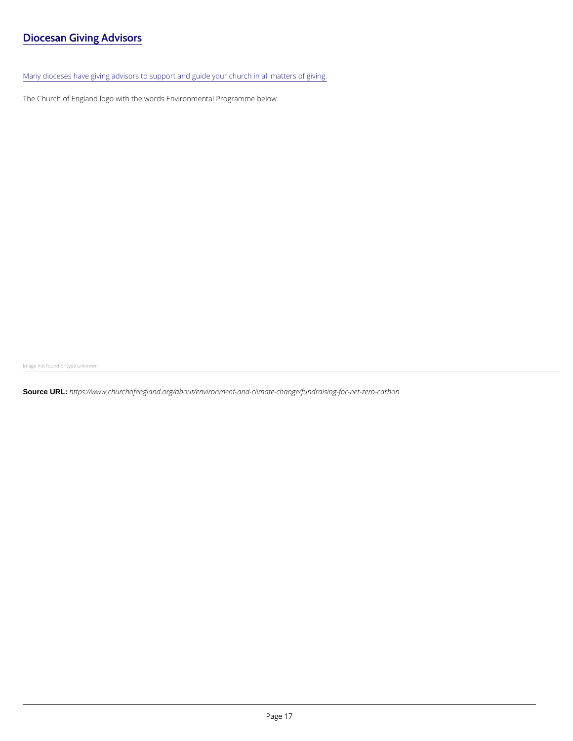## Diocesan Giving Advisors

Many dioceses have giving advisors to support and guide your church in all matters of giving.

The Church of England logo with the words Environmental Programme below

Image not found or type unknown

**Source URL:** *https://www.churchofengland.org/about/environment-and-climate-change/fundraising-for-net-zero-carbon*